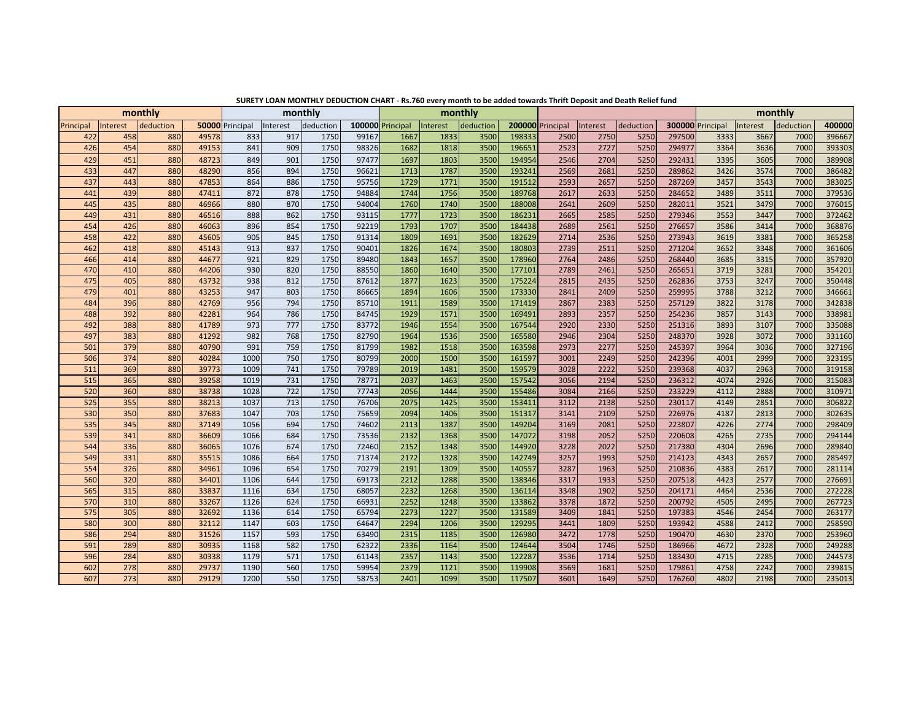**SURETY LOAN MONTHLY DEDUCTION CHART - Rs.760 every month to be added towards Thrift Deposit and Death Relief fund**

| monthly | | | | monthly | | | | monthly | | | | monthly | | | | monthly | | | |
|---|---|---|---|---|---|---|---|---|---|---|---|---|---|---|---|---|---|---|---|
| Principal | Interest | deduction | **50000** | Principal | Interest | deduction | **100000** | Principal | Interest | deduction | **200000** | Principal | Interest | deduction | **300000** | Principal | Interest | deduction | **400000** |
| 422 | 458 | 880 | 49578 | 833 | 917 | 1750 | 99167 | 1667 | 1833 | 3500 | 198333 | 2500 | 2750 | 5250 | 297500 | 3333 | 3667 | 7000 | 396667 |
| 426 | 454 | 880 | 49153 | 841 | 909 | 1750 | 98326 | 1682 | 1818 | 3500 | 196651 | 2523 | 2727 | 5250 | 294977 | 3364 | 3636 | 7000 | 393303 |
| 429 | 451 | 880 | 48723 | 849 | 901 | 1750 | 97477 | 1697 | 1803 | 3500 | 194954 | 2546 | 2704 | 5250 | 292431 | 3395 | 3605 | 7000 | 389908 |
| 433 | 447 | 880 | 48290 | 856 | 894 | 1750 | 96621 | 1713 | 1787 | 3500 | 193241 | 2569 | 2681 | 5250 | 289862 | 3426 | 3574 | 7000 | 386482 |
| 437 | 443 | 880 | 47853 | 864 | 886 | 1750 | 95756 | 1729 | 1771 | 3500 | 191512 | 2593 | 2657 | 5250 | 287269 | 3457 | 3543 | 7000 | 383025 |
| 441 | 439 | 880 | 47411 | 872 | 878 | 1750 | 94884 | 1744 | 1756 | 3500 | 189768 | 2617 | 2633 | 5250 | 284652 | 3489 | 3511 | 7000 | 379536 |
| 445 | 435 | 880 | 46966 | 880 | 870 | 1750 | 94004 | 1760 | 1740 | 3500 | 188008 | 2641 | 2609 | 5250 | 282011 | 3521 | 3479 | 7000 | 376015 |
| 449 | 431 | 880 | 46516 | 888 | 862 | 1750 | 93115 | 1777 | 1723 | 3500 | 186231 | 2665 | 2585 | 5250 | 279346 | 3553 | 3447 | 7000 | 372462 |
| 454 | 426 | 880 | 46063 | 896 | 854 | 1750 | 92219 | 1793 | 1707 | 3500 | 184438 | 2689 | 2561 | 5250 | 276657 | 3586 | 3414 | 7000 | 368876 |
| 458 | 422 | 880 | 45605 | 905 | 845 | 1750 | 91314 | 1809 | 1691 | 3500 | 182629 | 2714 | 2536 | 5250 | 273943 | 3619 | 3381 | 7000 | 365258 |
| 462 | 418 | 880 | 45143 | 913 | 837 | 1750 | 90401 | 1826 | 1674 | 3500 | 180803 | 2739 | 2511 | 5250 | 271204 | 3652 | 3348 | 7000 | 361606 |
| 466 | 414 | 880 | 44677 | 921 | 829 | 1750 | 89480 | 1843 | 1657 | 3500 | 178960 | 2764 | 2486 | 5250 | 268440 | 3685 | 3315 | 7000 | 357920 |
| 470 | 410 | 880 | 44206 | 930 | 820 | 1750 | 88550 | 1860 | 1640 | 3500 | 177101 | 2789 | 2461 | 5250 | 265651 | 3719 | 3281 | 7000 | 354201 |
| 475 | 405 | 880 | 43732 | 938 | 812 | 1750 | 87612 | 1877 | 1623 | 3500 | 175224 | 2815 | 2435 | 5250 | 262836 | 3753 | 3247 | 7000 | 350448 |
| 479 | 401 | 880 | 43253 | 947 | 803 | 1750 | 86665 | 1894 | 1606 | 3500 | 173330 | 2841 | 2409 | 5250 | 259995 | 3788 | 3212 | 7000 | 346661 |
| 484 | 396 | 880 | 42769 | 956 | 794 | 1750 | 85710 | 1911 | 1589 | 3500 | 171419 | 2867 | 2383 | 5250 | 257129 | 3822 | 3178 | 7000 | 342838 |
| 488 | 392 | 880 | 42281 | 964 | 786 | 1750 | 84745 | 1929 | 1571 | 3500 | 169491 | 2893 | 2357 | 5250 | 254236 | 3857 | 3143 | 7000 | 338981 |
| 492 | 388 | 880 | 41789 | 973 | 777 | 1750 | 83772 | 1946 | 1554 | 3500 | 167544 | 2920 | 2330 | 5250 | 251316 | 3893 | 3107 | 7000 | 335088 |
| 497 | 383 | 880 | 41292 | 982 | 768 | 1750 | 82790 | 1964 | 1536 | 3500 | 165580 | 2946 | 2304 | 5250 | 248370 | 3928 | 3072 | 7000 | 331160 |
| 501 | 379 | 880 | 40790 | 991 | 759 | 1750 | 81799 | 1982 | 1518 | 3500 | 163598 | 2973 | 2277 | 5250 | 245397 | 3964 | 3036 | 7000 | 327196 |
| 506 | 374 | 880 | 40284 | 1000 | 750 | 1750 | 80799 | 2000 | 1500 | 3500 | 161597 | 3001 | 2249 | 5250 | 242396 | 4001 | 2999 | 7000 | 323195 |
| 511 | 369 | 880 | 39773 | 1009 | 741 | 1750 | 79789 | 2019 | 1481 | 3500 | 159579 | 3028 | 2222 | 5250 | 239368 | 4037 | 2963 | 7000 | 319158 |
| 515 | 365 | 880 | 39258 | 1019 | 731 | 1750 | 78771 | 2037 | 1463 | 3500 | 157542 | 3056 | 2194 | 5250 | 236312 | 4074 | 2926 | 7000 | 315083 |
| 520 | 360 | 880 | 38738 | 1028 | 722 | 1750 | 77743 | 2056 | 1444 | 3500 | 155486 | 3084 | 2166 | 5250 | 233229 | 4112 | 2888 | 7000 | 310971 |
| 525 | 355 | 880 | 38213 | 1037 | 713 | 1750 | 76706 | 2075 | 1425 | 3500 | 153411 | 3112 | 2138 | 5250 | 230117 | 4149 | 2851 | 7000 | 306822 |
| 530 | 350 | 880 | 37683 | 1047 | 703 | 1750 | 75659 | 2094 | 1406 | 3500 | 151317 | 3141 | 2109 | 5250 | 226976 | 4187 | 2813 | 7000 | 302635 |
| 535 | 345 | 880 | 37149 | 1056 | 694 | 1750 | 74602 | 2113 | 1387 | 3500 | 149204 | 3169 | 2081 | 5250 | 223807 | 4226 | 2774 | 7000 | 298409 |
| 539 | 341 | 880 | 36609 | 1066 | 684 | 1750 | 73536 | 2132 | 1368 | 3500 | 147072 | 3198 | 2052 | 5250 | 220608 | 4265 | 2735 | 7000 | 294144 |
| 544 | 336 | 880 | 36065 | 1076 | 674 | 1750 | 72460 | 2152 | 1348 | 3500 | 144920 | 3228 | 2022 | 5250 | 217380 | 4304 | 2696 | 7000 | 289840 |
| 549 | 331 | 880 | 35515 | 1086 | 664 | 1750 | 71374 | 2172 | 1328 | 3500 | 142749 | 3257 | 1993 | 5250 | 214123 | 4343 | 2657 | 7000 | 285497 |
| 554 | 326 | 880 | 34961 | 1096 | 654 | 1750 | 70279 | 2191 | 1309 | 3500 | 140557 | 3287 | 1963 | 5250 | 210836 | 4383 | 2617 | 7000 | 281114 |
| 560 | 320 | 880 | 34401 | 1106 | 644 | 1750 | 69173 | 2212 | 1288 | 3500 | 138346 | 3317 | 1933 | 5250 | 207518 | 4423 | 2577 | 7000 | 276691 |
| 565 | 315 | 880 | 33837 | 1116 | 634 | 1750 | 68057 | 2232 | 1268 | 3500 | 136114 | 3348 | 1902 | 5250 | 204171 | 4464 | 2536 | 7000 | 272228 |
| 570 | 310 | 880 | 33267 | 1126 | 624 | 1750 | 66931 | 2252 | 1248 | 3500 | 133862 | 3378 | 1872 | 5250 | 200792 | 4505 | 2495 | 7000 | 267723 |
| 575 | 305 | 880 | 32692 | 1136 | 614 | 1750 | 65794 | 2273 | 1227 | 3500 | 131589 | 3409 | 1841 | 5250 | 197383 | 4546 | 2454 | 7000 | 263177 |
| 580 | 300 | 880 | 32112 | 1147 | 603 | 1750 | 64647 | 2294 | 1206 | 3500 | 129295 | 3441 | 1809 | 5250 | 193942 | 4588 | 2412 | 7000 | 258590 |
| 586 | 294 | 880 | 31526 | 1157 | 593 | 1750 | 63490 | 2315 | 1185 | 3500 | 126980 | 3472 | 1778 | 5250 | 190470 | 4630 | 2370 | 7000 | 253960 |
| 591 | 289 | 880 | 30935 | 1168 | 582 | 1750 | 62322 | 2336 | 1164 | 3500 | 124644 | 3504 | 1746 | 5250 | 186966 | 4672 | 2328 | 7000 | 249288 |
| 596 | 284 | 880 | 30338 | 1179 | 571 | 1750 | 61143 | 2357 | 1143 | 3500 | 122287 | 3536 | 1714 | 5250 | 183430 | 4715 | 2285 | 7000 | 244573 |
| 602 | 278 | 880 | 29737 | 1190 | 560 | 1750 | 59954 | 2379 | 1121 | 3500 | 119908 | 3569 | 1681 | 5250 | 179861 | 4758 | 2242 | 7000 | 239815 |
| 607 | 273 | 880 | 29129 | 1200 | 550 | 1750 | 58753 | 2401 | 1099 | 3500 | 117507 | 3601 | 1649 | 5250 | 176260 | 4802 | 2198 | 7000 | 235013 |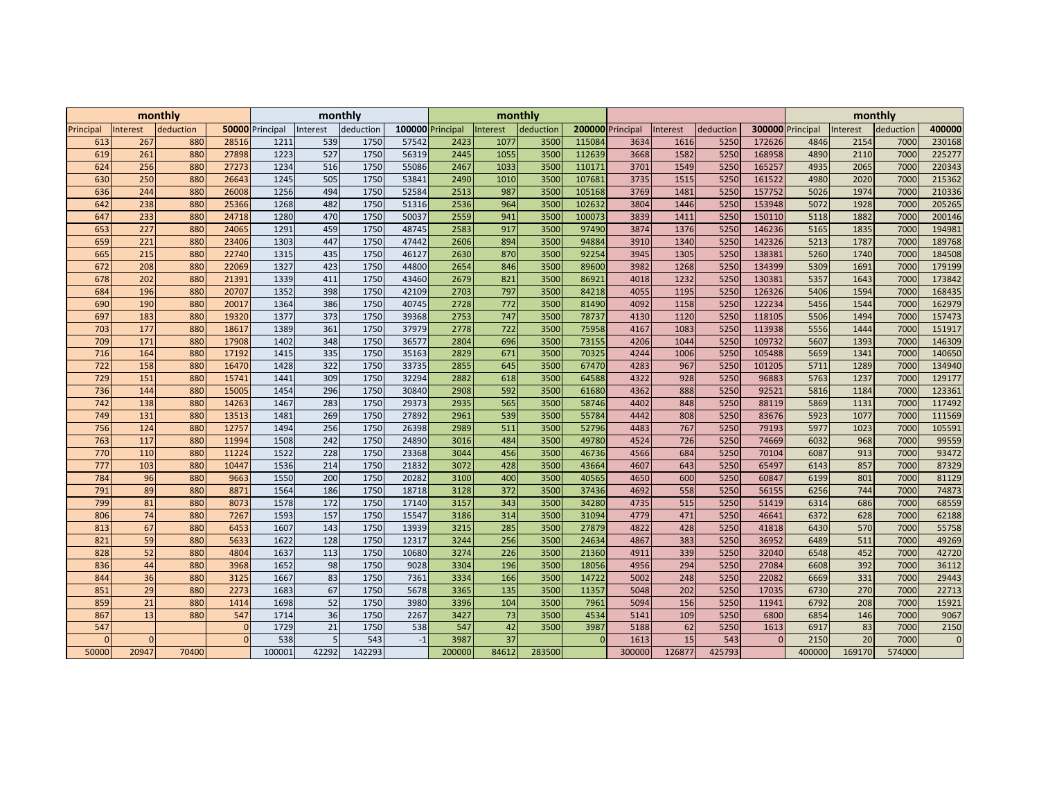| monthly | | | | monthly | | | | monthly | | | | | | | | monthly | | | |
|---|---|---|---|---|---|---|---|---|---|---|---|---|---|---|---|---|---|---|---|
| Principal | Interest | deduction | **50000** | Principal | Interest | deduction | **100000** | Principal | Interest | deduction | **200000** | Principal | Interest | deduction | **300000** | Principal | Interest | deduction | **400000** |
| 613 | 267 | 880 | 28516 | 1211 | 539 | 1750 | 57542 | 2423 | 1077 | 3500 | 115084 | 3634 | 1616 | 5250 | 172626 | 4846 | 2154 | 7000 | 230168 |
| 619 | 261 | 880 | 27898 | 1223 | 527 | 1750 | 56319 | 2445 | 1055 | 3500 | 112639 | 3668 | 1582 | 5250 | 168958 | 4890 | 2110 | 7000 | 225277 |
| 624 | 256 | 880 | 27273 | 1234 | 516 | 1750 | 55086 | 2467 | 1033 | 3500 | 110171 | 3701 | 1549 | 5250 | 165257 | 4935 | 2065 | 7000 | 220343 |
| 630 | 250 | 880 | 26643 | 1245 | 505 | 1750 | 53841 | 2490 | 1010 | 3500 | 107681 | 3735 | 1515 | 5250 | 161522 | 4980 | 2020 | 7000 | 215362 |
| 636 | 244 | 880 | 26008 | 1256 | 494 | 1750 | 52584 | 2513 | 987 | 3500 | 105168 | 3769 | 1481 | 5250 | 157752 | 5026 | 1974 | 7000 | 210336 |
| 642 | 238 | 880 | 25366 | 1268 | 482 | 1750 | 51316 | 2536 | 964 | 3500 | 102632 | 3804 | 1446 | 5250 | 153948 | 5072 | 1928 | 7000 | 205265 |
| 647 | 233 | 880 | 24718 | 1280 | 470 | 1750 | 50037 | 2559 | 941 | 3500 | 100073 | 3839 | 1411 | 5250 | 150110 | 5118 | 1882 | 7000 | 200146 |
| 653 | 227 | 880 | 24065 | 1291 | 459 | 1750 | 48745 | 2583 | 917 | 3500 | 97490 | 3874 | 1376 | 5250 | 146236 | 5165 | 1835 | 7000 | 194981 |
| 659 | 221 | 880 | 23406 | 1303 | 447 | 1750 | 47442 | 2606 | 894 | 3500 | 94884 | 3910 | 1340 | 5250 | 142326 | 5213 | 1787 | 7000 | 189768 |
| 665 | 215 | 880 | 22740 | 1315 | 435 | 1750 | 46127 | 2630 | 870 | 3500 | 92254 | 3945 | 1305 | 5250 | 138381 | 5260 | 1740 | 7000 | 184508 |
| 672 | 208 | 880 | 22069 | 1327 | 423 | 1750 | 44800 | 2654 | 846 | 3500 | 89600 | 3982 | 1268 | 5250 | 134399 | 5309 | 1691 | 7000 | 179199 |
| 678 | 202 | 880 | 21391 | 1339 | 411 | 1750 | 43460 | 2679 | 821 | 3500 | 86921 | 4018 | 1232 | 5250 | 130381 | 5357 | 1643 | 7000 | 173842 |
| 684 | 196 | 880 | 20707 | 1352 | 398 | 1750 | 42109 | 2703 | 797 | 3500 | 84218 | 4055 | 1195 | 5250 | 126326 | 5406 | 1594 | 7000 | 168435 |
| 690 | 190 | 880 | 20017 | 1364 | 386 | 1750 | 40745 | 2728 | 772 | 3500 | 81490 | 4092 | 1158 | 5250 | 122234 | 5456 | 1544 | 7000 | 162979 |
| 697 | 183 | 880 | 19320 | 1377 | 373 | 1750 | 39368 | 2753 | 747 | 3500 | 78737 | 4130 | 1120 | 5250 | 118105 | 5506 | 1494 | 7000 | 157473 |
| 703 | 177 | 880 | 18617 | 1389 | 361 | 1750 | 37979 | 2778 | 722 | 3500 | 75958 | 4167 | 1083 | 5250 | 113938 | 5556 | 1444 | 7000 | 151917 |
| 709 | 171 | 880 | 17908 | 1402 | 348 | 1750 | 36577 | 2804 | 696 | 3500 | 73155 | 4206 | 1044 | 5250 | 109732 | 5607 | 1393 | 7000 | 146309 |
| 716 | 164 | 880 | 17192 | 1415 | 335 | 1750 | 35163 | 2829 | 671 | 3500 | 70325 | 4244 | 1006 | 5250 | 105488 | 5659 | 1341 | 7000 | 140650 |
| 722 | 158 | 880 | 16470 | 1428 | 322 | 1750 | 33735 | 2855 | 645 | 3500 | 67470 | 4283 | 967 | 5250 | 101205 | 5711 | 1289 | 7000 | 134940 |
| 729 | 151 | 880 | 15741 | 1441 | 309 | 1750 | 32294 | 2882 | 618 | 3500 | 64588 | 4322 | 928 | 5250 | 96883 | 5763 | 1237 | 7000 | 129177 |
| 736 | 144 | 880 | 15005 | 1454 | 296 | 1750 | 30840 | 2908 | 592 | 3500 | 61680 | 4362 | 888 | 5250 | 92521 | 5816 | 1184 | 7000 | 123361 |
| 742 | 138 | 880 | 14263 | 1467 | 283 | 1750 | 29373 | 2935 | 565 | 3500 | 58746 | 4402 | 848 | 5250 | 88119 | 5869 | 1131 | 7000 | 117492 |
| 749 | 131 | 880 | 13513 | 1481 | 269 | 1750 | 27892 | 2961 | 539 | 3500 | 55784 | 4442 | 808 | 5250 | 83676 | 5923 | 1077 | 7000 | 111569 |
| 756 | 124 | 880 | 12757 | 1494 | 256 | 1750 | 26398 | 2989 | 511 | 3500 | 52796 | 4483 | 767 | 5250 | 79193 | 5977 | 1023 | 7000 | 105591 |
| 763 | 117 | 880 | 11994 | 1508 | 242 | 1750 | 24890 | 3016 | 484 | 3500 | 49780 | 4524 | 726 | 5250 | 74669 | 6032 | 968 | 7000 | 99559 |
| 770 | 110 | 880 | 11224 | 1522 | 228 | 1750 | 23368 | 3044 | 456 | 3500 | 46736 | 4566 | 684 | 5250 | 70104 | 6087 | 913 | 7000 | 93472 |
| 777 | 103 | 880 | 10447 | 1536 | 214 | 1750 | 21832 | 3072 | 428 | 3500 | 43664 | 4607 | 643 | 5250 | 65497 | 6143 | 857 | 7000 | 87329 |
| 784 | 96 | 880 | 9663 | 1550 | 200 | 1750 | 20282 | 3100 | 400 | 3500 | 40565 | 4650 | 600 | 5250 | 60847 | 6199 | 801 | 7000 | 81129 |
| 791 | 89 | 880 | 8871 | 1564 | 186 | 1750 | 18718 | 3128 | 372 | 3500 | 37436 | 4692 | 558 | 5250 | 56155 | 6256 | 744 | 7000 | 74873 |
| 799 | 81 | 880 | 8073 | 1578 | 172 | 1750 | 17140 | 3157 | 343 | 3500 | 34280 | 4735 | 515 | 5250 | 51419 | 6314 | 686 | 7000 | 68559 |
| 806 | 74 | 880 | 7267 | 1593 | 157 | 1750 | 15547 | 3186 | 314 | 3500 | 31094 | 4779 | 471 | 5250 | 46641 | 6372 | 628 | 7000 | 62188 |
| 813 | 67 | 880 | 6453 | 1607 | 143 | 1750 | 13939 | 3215 | 285 | 3500 | 27879 | 4822 | 428 | 5250 | 41818 | 6430 | 570 | 7000 | 55758 |
| 821 | 59 | 880 | 5633 | 1622 | 128 | 1750 | 12317 | 3244 | 256 | 3500 | 24634 | 4867 | 383 | 5250 | 36952 | 6489 | 511 | 7000 | 49269 |
| 828 | 52 | 880 | 4804 | 1637 | 113 | 1750 | 10680 | 3274 | 226 | 3500 | 21360 | 4911 | 339 | 5250 | 32040 | 6548 | 452 | 7000 | 42720 |
| 836 | 44 | 880 | 3968 | 1652 | 98 | 1750 | 9028 | 3304 | 196 | 3500 | 18056 | 4956 | 294 | 5250 | 27084 | 6608 | 392 | 7000 | 36112 |
| 844 | 36 | 880 | 3125 | 1667 | 83 | 1750 | 7361 | 3334 | 166 | 3500 | 14722 | 5002 | 248 | 5250 | 22082 | 6669 | 331 | 7000 | 29443 |
| 851 | 29 | 880 | 2273 | 1683 | 67 | 1750 | 5678 | 3365 | 135 | 3500 | 11357 | 5048 | 202 | 5250 | 17035 | 6730 | 270 | 7000 | 22713 |
| 859 | 21 | 880 | 1414 | 1698 | 52 | 1750 | 3980 | 3396 | 104 | 3500 | 7961 | 5094 | 156 | 5250 | 11941 | 6792 | 208 | 7000 | 15921 |
| 867 | 13 | 880 | 547 | 1714 | 36 | 1750 | 2267 | 3427 | 73 | 3500 | 4534 | 5141 | 109 | 5250 | 6800 | 6854 | 146 | 7000 | 9067 |
| 547 | | | 0 | 1729 | 21 | 1750 | 538 | 547 | 42 | 3500 | 3987 | 5188 | 62 | 5250 | 1613 | 6917 | 83 | 7000 | 2150 |
| 0 | 0 | | 0 | 538 | 5 | 543 | -1 | 3987 | 37 | | 0 | 1613 | 15 | 543 | 0 | 2150 | 20 | 7000 | 0 |
| 50000 | 20947 | 70400 | | 100001 | 42292 | 142293 | | 200000 | 84612 | 283500 | | 300000 | 126877 | 425793 | | 400000 | 169170 | 574000 | |